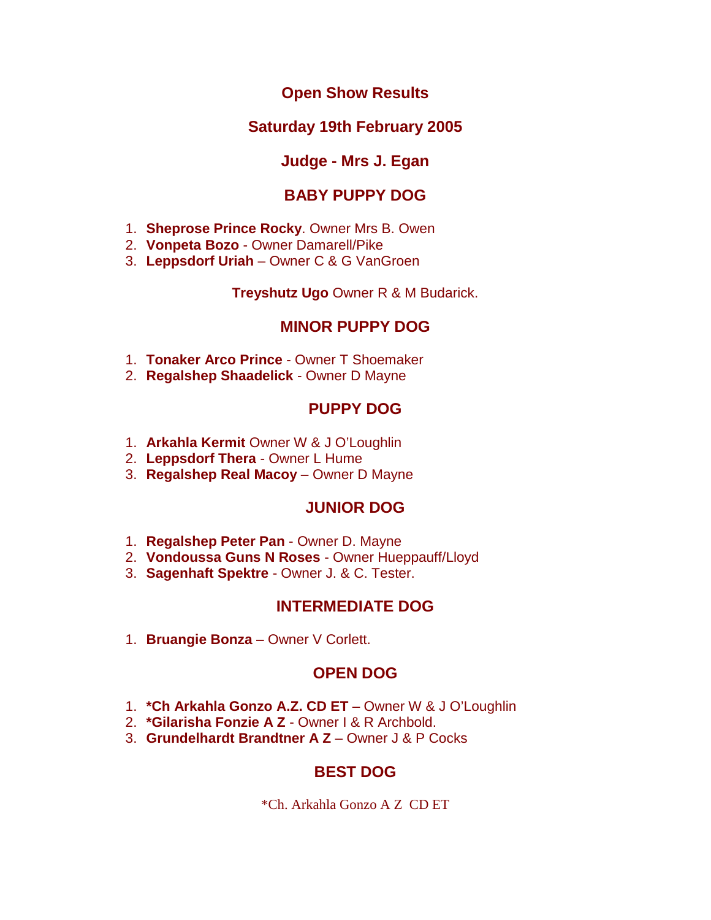# Open Show Results

## Saturday 19th February 2005

## Judge - Mrs J. Egan

## BABY PUPPY DOG

1. **Sheprose Prince Rocky**. Owner Mrs B. Owen
2. **Vonpeta Bozo** - Owner Damarell/Pike
3. **Leppsdorf Uriah** – Owner C & G VanGroen

**Treyshutz Ugo** Owner R & M Budarick.

## MINOR PUPPY DOG

1. **Tonaker Arco Prince** - Owner T Shoemaker
2. **Regalshep Shaadelick** - Owner D Mayne

## PUPPY DOG

1. **Arkahla Kermit** Owner W & J O'Loughlin
2. **Leppsdorf Thera** - Owner L Hume
3. **Regalshep Real Macoy** – Owner D Mayne

## JUNIOR DOG

1. **Regalshep Peter Pan** - Owner D. Mayne
2. **Vondoussa Guns N Roses** - Owner Hueppauff/Lloyd
3. **Sagenhaft Spektre** - Owner J. & C. Tester.

## INTERMEDIATE DOG

1. **Bruangie Bonza** – Owner V Corlett.

## OPEN DOG

1. ***Ch Arkahla Gonzo A.Z. CD ET** – Owner W & J O'Loughlin
2. ***Gilarisha Fonzie A Z** - Owner I & R Archbold.
3. **Grundelhardt Brandtner A Z** – Owner J & P Cocks

## BEST DOG

*Ch. Arkahla Gonzo A Z CD ET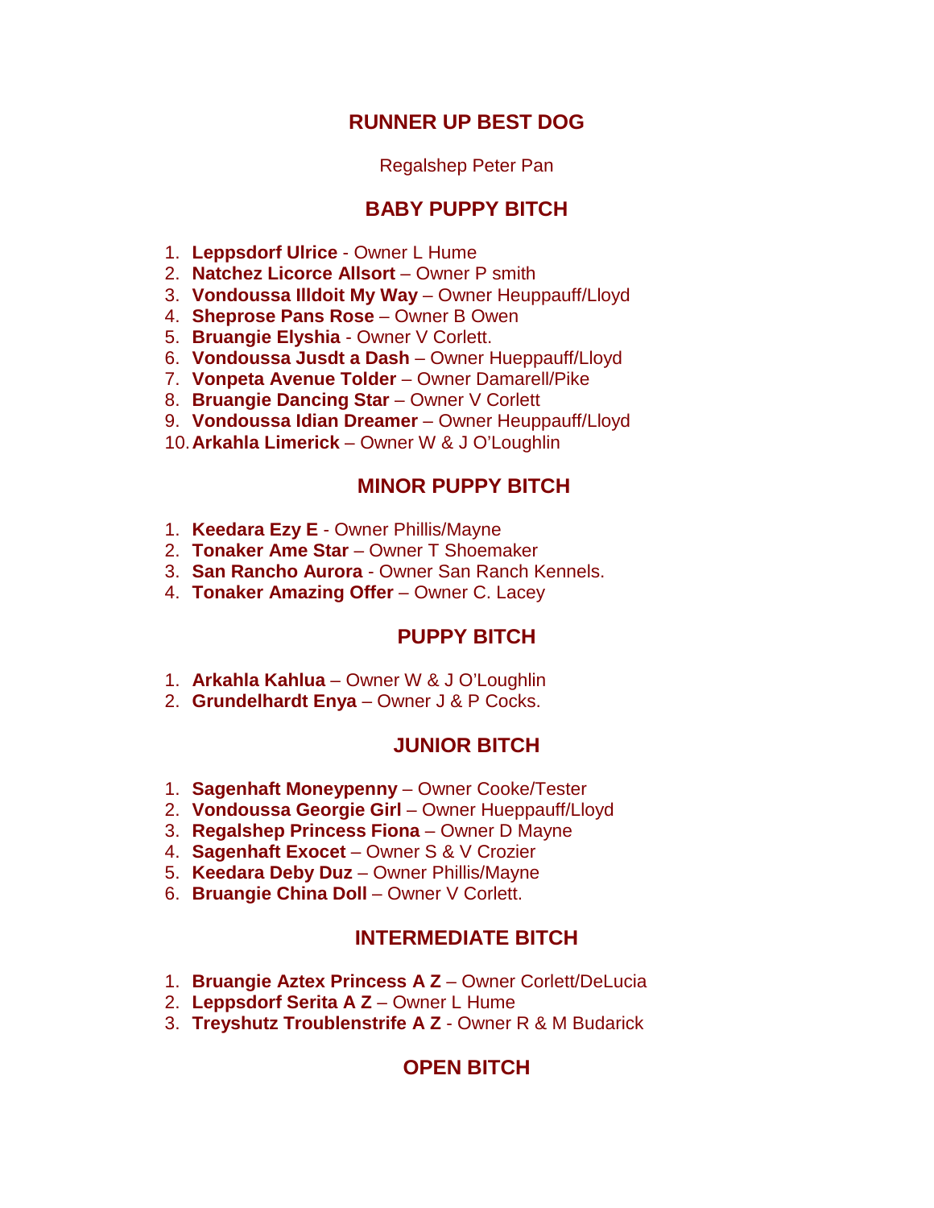## RUNNER UP BEST DOG

Regalshep Peter Pan

## BABY PUPPY BITCH

1. **Leppsdorf Ulrice** - Owner L Hume
2. **Natchez Licorce Allsort** – Owner P smith
3. **Vondoussa Illdoit My Way** – Owner Heuppauff/Lloyd
4. **Sheprose Pans Rose** – Owner B Owen
5. **Bruangie Elyshia** - Owner V Corlett.
6. **Vondoussa Jusdt a Dash** – Owner Hueppauff/Lloyd
7. **Vonpeta Avenue Tolder** – Owner Damarell/Pike
8. **Bruangie Dancing Star** – Owner V Corlett
9. **Vondoussa Idian Dreamer** – Owner Heuppauff/Lloyd
10. **Arkahla Limerick** – Owner W & J O'Loughlin

## MINOR PUPPY BITCH

1. **Keedara Ezy E** - Owner Phillis/Mayne
2. **Tonaker Ame Star** – Owner T Shoemaker
3. **San Rancho Aurora** - Owner San Ranch Kennels.
4. **Tonaker Amazing Offer** – Owner C. Lacey

## PUPPY BITCH

1. **Arkahla Kahlua** – Owner W & J O'Loughlin
2. **Grundelhardt Enya** – Owner J & P Cocks.

## JUNIOR BITCH

1. **Sagenhaft Moneypenny** – Owner Cooke/Tester
2. **Vondoussa Georgie Girl** – Owner Hueppauff/Lloyd
3. **Regalshep Princess Fiona** – Owner D Mayne
4. **Sagenhaft Exocet** – Owner S & V Crozier
5. **Keedara Deby Duz** – Owner Phillis/Mayne
6. **Bruangie China Doll** – Owner V Corlett.

## INTERMEDIATE BITCH

1. **Bruangie Aztex Princess A Z** – Owner Corlett/DeLucia
2. **Leppsdorf Serita A Z** – Owner L Hume
3. **Treyshutz Troublenstrife A Z** - Owner R & M Budarick

## OPEN BITCH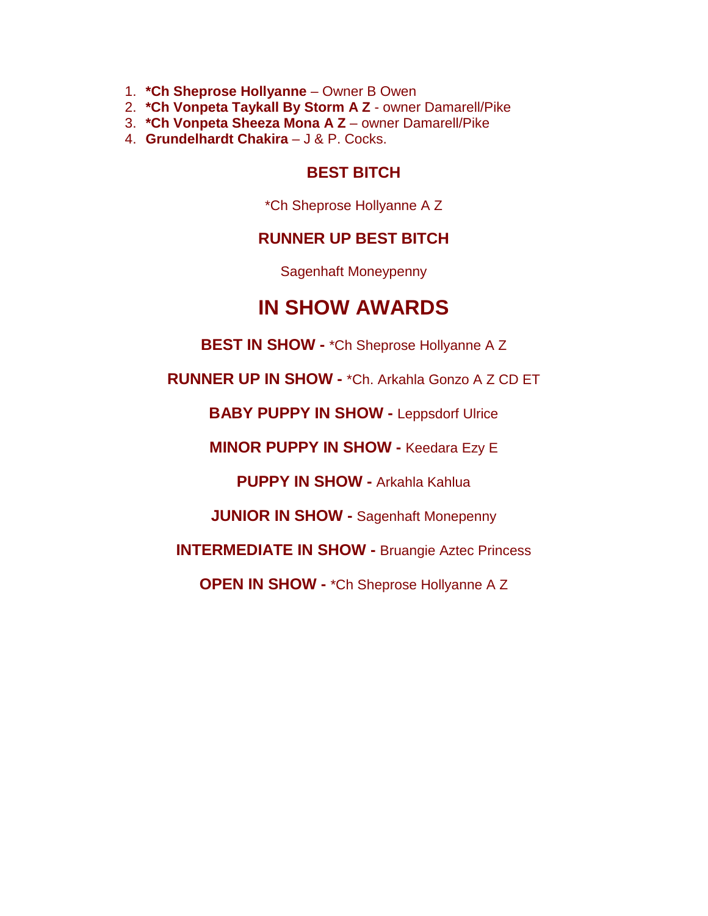1. ***Ch Sheprose Hollyanne** – Owner B Owen
2. ***Ch Vonpeta Taykall By Storm A Z** - owner Damarell/Pike
3. ***Ch Vonpeta Sheeza Mona A Z** – owner Damarell/Pike
4. **Grundelhardt Chakira** – J & P. Cocks.

### BEST BITCH

*Ch Sheprose Hollyanne A Z

### RUNNER UP BEST BITCH

Sagenhaft Moneypenny

## IN SHOW AWARDS

**BEST IN SHOW -** *Ch Sheprose Hollyanne A Z

**RUNNER UP IN SHOW -** *Ch. Arkahla Gonzo A Z CD ET

**BABY PUPPY IN SHOW -** Leppsdorf Ulrice

**MINOR PUPPY IN SHOW -** Keedara Ezy E

**PUPPY IN SHOW -** Arkahla Kahlua

**JUNIOR IN SHOW -** Sagenhaft Monepenny

**INTERMEDIATE IN SHOW -** Bruangie Aztec Princess

**OPEN IN SHOW -** *Ch Sheprose Hollyanne A Z